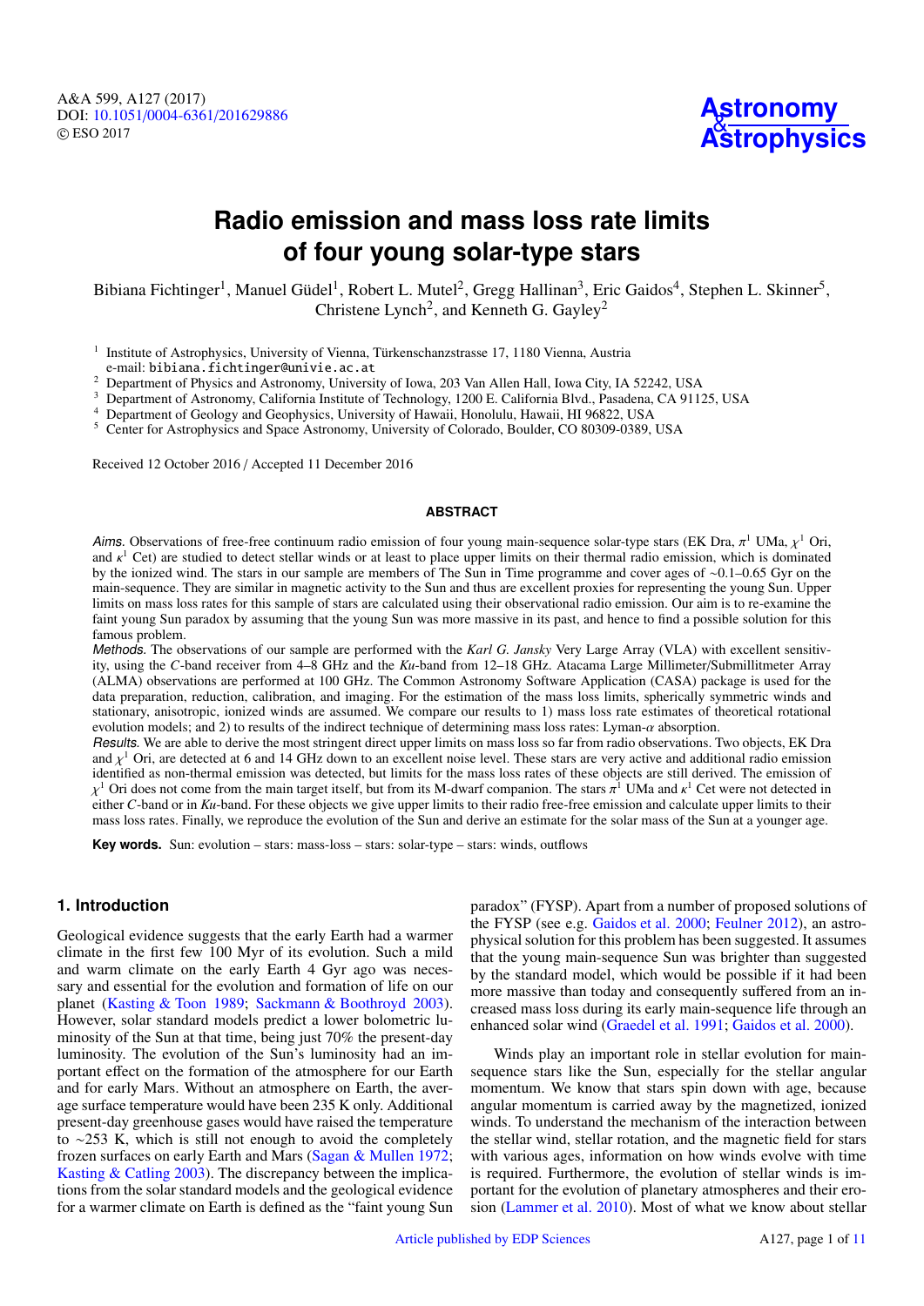# Radio emission and mass loss rate limits of four young solar-type stars

Bibiana Fichtinger[1], Manuel Güdel[1], Robert L. Mutel[2], Gregg Hallinan[3], Eric Gaidos[4], Stephen L. Skinner[5], Christene Lynch[2], and Kenneth G. Gayley[2]

[1] Institute of Astrophysics, University of Vienna, Türkenschanzstrasse 17, 1180 Vienna, Austria
e-mail: bibiana.fichtinger@univie.ac.at

[2] Department of Physics and Astronomy, University of Iowa, 203 Van Allen Hall, Iowa City, IA 52242, USA

[3] Department of Astronomy, California Institute of Technology, 1200 E. California Blvd., Pasadena, CA 91125, USA

[4] Department of Geology and Geophysics, University of Hawaii, Honolulu, Hawaii, HI 96822, USA

[5] Center for Astrophysics and Space Astronomy, University of Colorado, Boulder, CO 80309-0389, USA

Received 12 October 2016 / Accepted 11 December 2016

## ABSTRACT

*Aims.* Observations of free-free continuum radio emission of four young main-sequence solar-type stars (EK Dra, $\pi^1$ UMa, $\chi^1$ Ori, and $\kappa^1$ Cet) are studied to detect stellar winds or at least to place upper limits on their thermal radio emission, which is dominated by the ionized wind. The stars in our sample are members of The Sun in Time programme and cover ages of ~0.1–0.65 Gyr on the main-sequence. They are similar in magnetic activity to the Sun and thus are excellent proxies for representing the young Sun. Upper limits on mass loss rates for this sample of stars are calculated using their observational radio emission. Our aim is to re-examine the faint young Sun paradox by assuming that the young Sun was more massive in its past, and hence to find a possible solution for this famous problem.

*Methods.* The observations of our sample are performed with the *Karl G. Jansky* Very Large Array (VLA) with excellent sensitivity, using the *C*-band receiver from 4–8 GHz and the *Ku*-band from 12–18 GHz. Atacama Large Millimeter/Submillitmeter Array (ALMA) observations are performed at 100 GHz. The Common Astronomy Software Application (CASA) package is used for the data preparation, reduction, calibration, and imaging. For the estimation of the mass loss limits, spherically symmetric winds and stationary, anisotropic, ionized winds are assumed. We compare our results to 1) mass loss rate estimates of theoretical rotational evolution models; and 2) to results of the indirect technique of determining mass loss rates: Lyman-$\alpha$ absorption.

*Results.* We are able to derive the most stringent direct upper limits on mass loss so far from radio observations. Two objects, EK Dra and $\chi^1$ Ori, are detected at 6 and 14 GHz down to an excellent noise level. These stars are very active and additional radio emission identified as non-thermal emission was detected, but limits for the mass loss rates of these objects are still derived. The emission of $\chi^1$ Ori does not come from the main target itself, but from its M-dwarf companion. The stars $\pi^1$ UMa and $\kappa^1$ Cet were not detected in either *C*-band or in *Ku*-band. For these objects we give upper limits to their radio free-free emission and calculate upper limits to their mass loss rates. Finally, we reproduce the evolution of the Sun and derive an estimate for the solar mass of the Sun at a younger age.

**Key words.** Sun: evolution – stars: mass-loss – stars: solar-type – stars: winds, outflows

## 1. Introduction

Geological evidence suggests that the early Earth had a warmer climate in the first few 100 Myr of its evolution. Such a mild and warm climate on the early Earth 4 Gyr ago was necessary and essential for the evolution and formation of life on our planet (Kasting & Toon 1989; Sackmann & Boothroyd 2003). However, solar standard models predict a lower bolometric luminosity of the Sun at that time, being just 70% the present-day luminosity. The evolution of the Sun's luminosity had an important effect on the formation of the atmosphere for our Earth and for early Mars. Without an atmosphere on Earth, the average surface temperature would have been 235 K only. Additional present-day greenhouse gases would have raised the temperature to ~253 K, which is still not enough to avoid the completely frozen surfaces on early Earth and Mars (Sagan & Mullen 1972; Kasting & Catling 2003). The discrepancy between the implications from the solar standard models and the geological evidence for a warmer climate on Earth is defined as the "faint young Sun paradox" (FYSP). Apart from a number of proposed solutions of the FYSP (see e.g. Gaidos et al. 2000; Feulner 2012), an astrophysical solution for this problem has been suggested. It assumes that the young main-sequence Sun was brighter than suggested by the standard model, which would be possible if it had been more massive than today and consequently suffered from an increased mass loss during its early main-sequence life through an enhanced solar wind (Graedel et al. 1991; Gaidos et al. 2000).

Winds play an important role in stellar evolution for main-sequence stars like the Sun, especially for the stellar angular momentum. We know that stars spin down with age, because angular momentum is carried away by the magnetized, ionized winds. To understand the mechanism of the interaction between the stellar wind, stellar rotation, and the magnetic field for stars with various ages, information on how winds evolve with time is required. Furthermore, the evolution of stellar winds is important for the evolution of planetary atmospheres and their erosion (Lammer et al. 2010). Most of what we know about stellar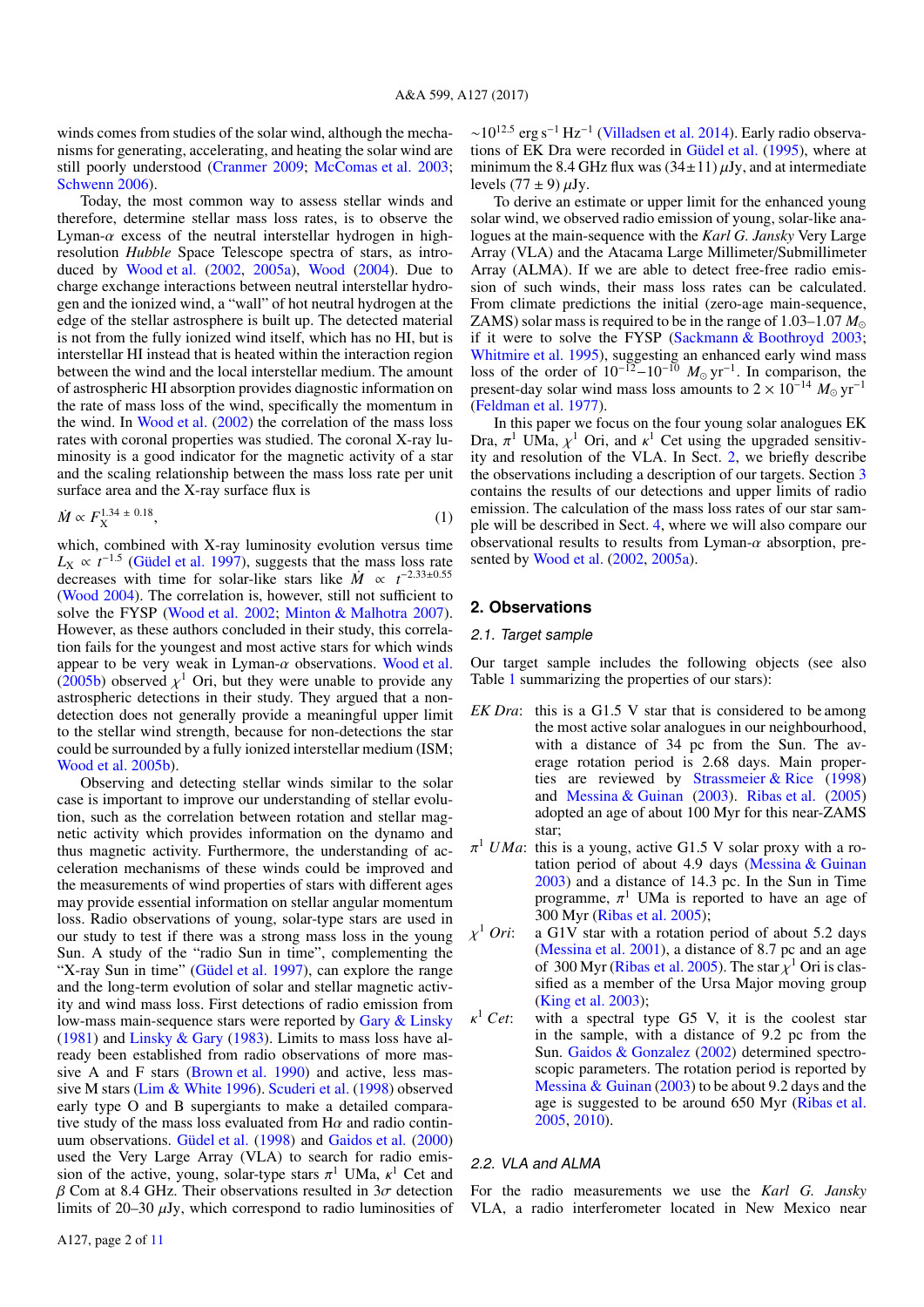winds comes from studies of the solar wind, although the mechanisms for generating, accelerating, and heating the solar wind are still poorly understood (Cranmer 2009; McComas et al. 2003; Schwenn 2006).

Today, the most common way to assess stellar winds and therefore, determine stellar mass loss rates, is to observe the Lyman-$\alpha$ excess of the neutral interstellar hydrogen in high-resolution *Hubble* Space Telescope spectra of stars, as introduced by Wood et al. (2002, 2005a), Wood (2004). Due to charge exchange interactions between neutral interstellar hydrogen and the ionized wind, a "wall" of hot neutral hydrogen at the edge of the stellar astrosphere is built up. The detected material is not from the fully ionized wind itself, which has no HI, but is interstellar HI instead that is heated within the interaction region between the wind and the local interstellar medium. The amount of astrospheric HI absorption provides diagnostic information on the rate of mass loss of the wind, specifically the momentum in the wind. In Wood et al. (2002) the correlation of the mass loss rates with coronal properties was studied. The coronal X-ray luminosity is a good indicator for the magnetic activity of a star and the scaling relationship between the mass loss rate per unit surface area and the X-ray surface flux is

$$\dot{M} \propto F_{\mathrm{X}}^{1.34\,\pm\,0.18}, \tag{1}$$

which, combined with X-ray luminosity evolution versus time $L_{\mathrm{X}} \propto t^{-1.5}$ (Güdel et al. 1997), suggests that the mass loss rate decreases with time for solar-like stars like $\dot{M} \propto t^{-2.33\pm0.55}$ (Wood 2004). The correlation is, however, still not sufficient to solve the FYSP (Wood et al. 2002; Minton & Malhotra 2007). However, as these authors concluded in their study, this correlation fails for the youngest and most active stars for which winds appear to be very weak in Lyman-$\alpha$ observations. Wood et al. (2005b) observed $\chi^1$ Ori, but they were unable to provide any astrospheric detections in their study. They argued that a non-detection does not generally provide a meaningful upper limit to the stellar wind strength, because for non-detections the star could be surrounded by a fully ionized interstellar medium (ISM; Wood et al. 2005b).

Observing and detecting stellar winds similar to the solar case is important to improve our understanding of stellar evolution, such as the correlation between rotation and stellar magnetic activity which provides information on the dynamo and thus magnetic activity. Furthermore, the understanding of acceleration mechanisms of these winds could be improved and the measurements of wind properties of stars with different ages may provide essential information on stellar angular momentum loss. Radio observations of young, solar-type stars are used in our study to test if there was a strong mass loss in the young Sun. A study of the "radio Sun in time", complementing the "X-ray Sun in time" (Güdel et al. 1997), can explore the range and the long-term evolution of solar and stellar magnetic activity and wind mass loss. First detections of radio emission from low-mass main-sequence stars were reported by Gary & Linsky (1981) and Linsky & Gary (1983). Limits to mass loss have already been established from radio observations of more massive A and F stars (Brown et al. 1990) and active, less massive M stars (Lim & White 1996). Scuderi et al. (1998) observed early type O and B supergiants to make a detailed comparative study of the mass loss evaluated from H$\alpha$ and radio continuum observations. Güdel et al. (1998) and Gaidos et al. (2000) used the Very Large Array (VLA) to search for radio emission of the active, young, solar-type stars $\pi^1$ UMa, $\kappa^1$ Cet and $\beta$ Com at 8.4 GHz. Their observations resulted in 3$\sigma$ detection limits of 20–30 $\mu$Jy, which correspond to radio luminosities of $\sim 10^{12.5}$ erg s$^{-1}$ Hz$^{-1}$ (Villadsen et al. 2014). Early radio observations of EK Dra were recorded in Güdel et al. (1995), where at minimum the 8.4 GHz flux was (34$\pm$11) $\mu$Jy, and at intermediate levels (77 $\pm$ 9) $\mu$Jy.

To derive an estimate or upper limit for the enhanced young solar wind, we observed radio emission of young, solar-like analogues at the main-sequence with the *Karl G. Jansky* Very Large Array (VLA) and the Atacama Large Millimeter/Submillimeter Array (ALMA). If we are able to detect free-free radio emission of such winds, their mass loss rates can be calculated. From climate predictions the initial (zero-age main-sequence, ZAMS) solar mass is required to be in the range of 1.03–1.07 $M_{\odot}$ if it were to solve the FYSP (Sackmann & Boothroyd 2003; Whitmire et al. 1995), suggesting an enhanced early wind mass loss of the order of $10^{-12}$–$10^{-10}$ $M_{\odot}$ yr$^{-1}$. In comparison, the present-day solar wind mass loss amounts to $2 \times 10^{-14}$ $M_{\odot}$ yr$^{-1}$ (Feldman et al. 1977).

In this paper we focus on the four young solar analogues EK Dra, $\pi^1$ UMa, $\chi^1$ Ori, and $\kappa^1$ Cet using the upgraded sensitivity and resolution of the VLA. In Sect. 2, we briefly describe the observations including a description of our targets. Section 3 contains the results of our detections and upper limits of radio emission. The calculation of the mass loss rates of our star sample will be described in Sect. 4, where we will also compare our observational results to results from Lyman-$\alpha$ absorption, presented by Wood et al. (2002, 2005a).

## 2. Observations

### 2.1. Target sample

Our target sample includes the following objects (see also Table 1 summarizing the properties of our stars):

- *EK Dra*: this is a G1.5 V star that is considered to be among the most active solar analogues in our neighbourhood, with a distance of 34 pc from the Sun. The average rotation period is 2.68 days. Main properties are reviewed by Strassmeier & Rice (1998) and Messina & Guinan (2003). Ribas et al. (2005) adopted an age of about 100 Myr for this near-ZAMS star;
- *$\pi^1$ UMa*: this is a young, active G1.5 V solar proxy with a rotation period of about 4.9 days (Messina & Guinan 2003) and a distance of 14.3 pc. In the Sun in Time programme, $\pi^1$ UMa is reported to have an age of 300 Myr (Ribas et al. 2005);
- *$\chi^1$ Ori*: a G1V star with a rotation period of about 5.2 days (Messina et al. 2001), a distance of 8.7 pc and an age of 300 Myr (Ribas et al. 2005). The star $\chi^1$ Ori is classified as a member of the Ursa Major moving group (King et al. 2003);
- *$\kappa^1$ Cet*: with a spectral type G5 V, it is the coolest star in the sample, with a distance of 9.2 pc from the Sun. Gaidos & Gonzalez (2002) determined spectroscopic parameters. The rotation period is reported by Messina & Guinan (2003) to be about 9.2 days and the age is suggested to be around 650 Myr (Ribas et al. 2005, 2010).

### 2.2. VLA and ALMA

For the radio measurements we use the *Karl G. Jansky* VLA, a radio interferometer located in New Mexico near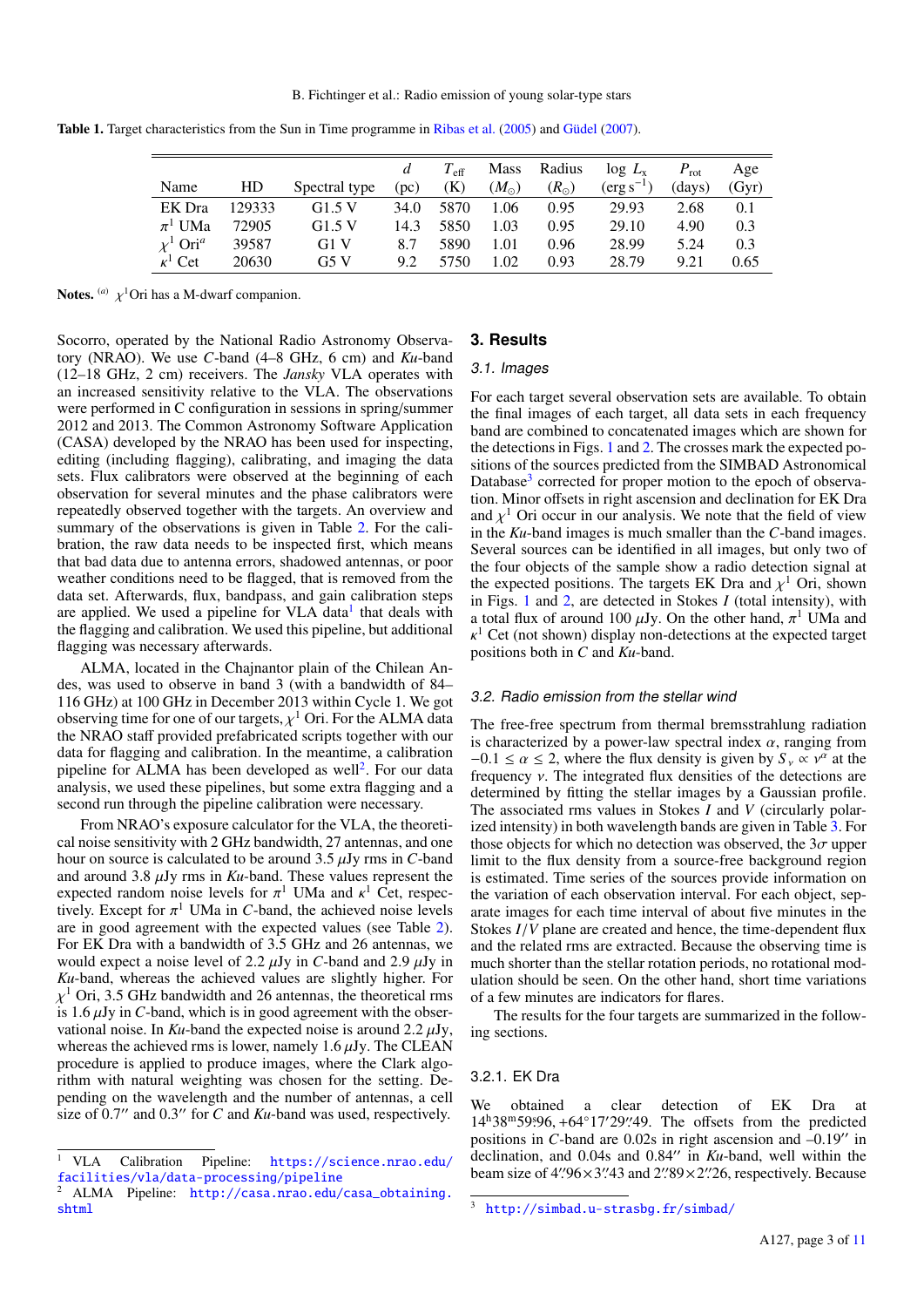**Table 1.** Target characteristics from the Sun in Time programme in Ribas et al. (2005) and Güdel (2007).

| Name | HD | Spectral type | $d$ (pc) | $T_{\rm eff}$ (K) | Mass ($M_\odot$) | Radius ($R_\odot$) | log $L_{\rm x}$ (erg s$^{-1}$) | $P_{\rm rot}$ (days) | Age (Gyr) |
|---|---|---|---|---|---|---|---|---|---|
| EK Dra | 129333 | G1.5 V | 34.0 | 5870 | 1.06 | 0.95 | 29.93 | 2.68 | 0.1 |
| $\pi^1$ UMa | 72905 | G1.5 V | 14.3 | 5850 | 1.03 | 0.95 | 29.10 | 4.90 | 0.3 |
| $\chi^1$ Ori$^a$ | 39587 | G1 V | 8.7 | 5890 | 1.01 | 0.96 | 28.99 | 5.24 | 0.3 |
| $\kappa^1$ Cet | 20630 | G5 V | 9.2 | 5750 | 1.02 | 0.93 | 28.79 | 9.21 | 0.65 |

**Notes.** $^{(a)}$ $\chi^1$Ori has a M-dwarf companion.

Socorro, operated by the National Radio Astronomy Observatory (NRAO). We use *C*-band (4–8 GHz, 6 cm) and *Ku*-band (12–18 GHz, 2 cm) receivers. The *Jansky* VLA operates with an increased sensitivity relative to the VLA. The observations were performed in C configuration in sessions in spring/summer 2012 and 2013. The Common Astronomy Software Application (CASA) developed by the NRAO has been used for inspecting, editing (including flagging), calibrating, and imaging the data sets. Flux calibrators were observed at the beginning of each observation for several minutes and the phase calibrators were repeatedly observed together with the targets. An overview and summary of the observations is given in Table 2. For the calibration, the raw data needs to be inspected first, which means that bad data due to antenna errors, shadowed antennas, or poor weather conditions need to be flagged, that is removed from the data set. Afterwards, flux, bandpass, and gain calibration steps are applied. We used a pipeline for VLA data[1] that deals with the flagging and calibration. We used this pipeline, but additional flagging was necessary afterwards.

ALMA, located in the Chajnantor plain of the Chilean Andes, was used to observe in band 3 (with a bandwidth of 84–116 GHz) at 100 GHz in December 2013 within Cycle 1. We got observing time for one of our targets, $\chi^1$ Ori. For the ALMA data the NRAO staff provided prefabricated scripts together with our data for flagging and calibration. In the meantime, a calibration pipeline for ALMA has been developed as well[2]. For our data analysis, we used these pipelines, but some extra flagging and a second run through the pipeline calibration were necessary.

From NRAO's exposure calculator for the VLA, the theoretical noise sensitivity with 2 GHz bandwidth, 27 antennas, and one hour on source is calculated to be around 3.5 $\mu$Jy rms in *C*-band and around 3.8 $\mu$Jy rms in *Ku*-band. These values represent the expected random noise levels for $\pi^1$ UMa and $\kappa^1$ Cet, respectively. Except for $\pi^1$ UMa in *C*-band, the achieved noise levels are in good agreement with the expected values (see Table 2). For EK Dra with a bandwidth of 3.5 GHz and 26 antennas, we would expect a noise level of 2.2 $\mu$Jy in *C*-band and 2.9 $\mu$Jy in *Ku*-band, whereas the achieved values are slightly higher. For $\chi^1$ Ori, 3.5 GHz bandwidth and 26 antennas, the theoretical rms is 1.6 $\mu$Jy in *C*-band, which is in good agreement with the observational noise. In *Ku*-band the expected noise is around 2.2 $\mu$Jy, whereas the achieved rms is lower, namely 1.6 $\mu$Jy. The CLEAN procedure is applied to produce images, where the Clark algorithm with natural weighting was chosen for the setting. Depending on the wavelength and the number of antennas, a cell size of 0.7″ and 0.3″ for *C* and *Ku*-band was used, respectively.

## 3. Results

### 3.1. Images

For each target several observation sets are available. To obtain the final images of each target, all data sets in each frequency band are combined to concatenated images which are shown for the detections in Figs. 1 and 2. The crosses mark the expected positions of the sources predicted from the SIMBAD Astronomical Database[3] corrected for proper motion to the epoch of observation. Minor offsets in right ascension and declination for EK Dra and $\chi^1$ Ori occur in our analysis. We note that the field of view in the *Ku*-band images is much smaller than the *C*-band images. Several sources can be identified in all images, but only two of the four objects of the sample show a radio detection signal at the expected positions. The targets EK Dra and $\chi^1$ Ori, shown in Figs. 1 and 2, are detected in Stokes *I* (total intensity), with a total flux of around 100 $\mu$Jy. On the other hand, $\pi^1$ UMa and $\kappa^1$ Cet (not shown) display non-detections at the expected target positions both in *C* and *Ku*-band.

### 3.2. Radio emission from the stellar wind

The free-free spectrum from thermal bremsstrahlung radiation is characterized by a power-law spectral index $\alpha$, ranging from $-0.1 \leq \alpha \leq 2$, where the flux density is given by $S_\nu \propto \nu^\alpha$ at the frequency $\nu$. The integrated flux densities of the detections are determined by fitting the stellar images by a Gaussian profile. The associated rms values in Stokes *I* and *V* (circularly polarized intensity) in both wavelength bands are given in Table 3. For those objects for which no detection was observed, the 3$\sigma$ upper limit to the flux density from a source-free background region is estimated. Time series of the sources provide information on the variation of each observation interval. For each object, separate images for each time interval of about five minutes in the Stokes *I*/*V* plane are created and hence, the time-dependent flux and the related rms are extracted. Because the observing time is much shorter than the stellar rotation periods, no rotational modulation should be seen. On the other hand, short time variations of a few minutes are indicators for flares.

The results for the four targets are summarized in the following sections.

#### 3.2.1. EK Dra

We obtained a clear detection of EK Dra at 14$^{\rm h}$38$^{\rm m}$59$.\!^{\rm s}$96, +64°17′29″.49. The offsets from the predicted positions in *C*-band are 0.02s in right ascension and –0.19″ in declination, and 0.04s and 0.84″ in *Ku*-band, well within the beam size of 4″.96×3″.43 and 2″.89×2″.26, respectively. Because

[1] VLA Calibration Pipeline: https://science.nrao.edu/facilities/vla/data-processing/pipeline

[2] ALMA Pipeline: http://casa.nrao.edu/casa_obtaining.shtml

[3] http://simbad.u-strasbg.fr/simbad/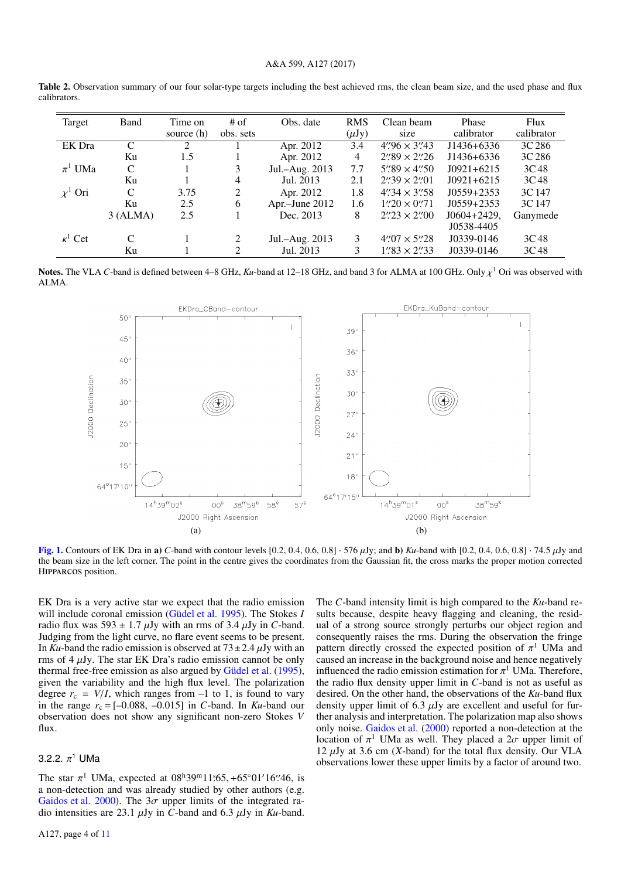**Table 2.** Observation summary of our four solar-type targets including the best achieved rms, the clean beam size, and the used phase and flux calibrators.

| Target | Band | Time on source (h) | # of obs. sets | Obs. date | RMS ($\mu$Jy) | Clean beam size | Phase calibrator | Flux calibrator |
|---|---|---|---|---|---|---|---|---|
| EK Dra | C | 2 | 1 | Apr. 2012 | 3.4 | $4''.96 \times 3''.43$ | J1436+6336 | 3C 286 |
| | Ku | 1.5 | 1 | Apr. 2012 | 4 | $2''.89 \times 2''.26$ | J1436+6336 | 3C 286 |
| $\pi^1$ UMa | C | 1 | 3 | Jul.–Aug. 2013 | 7.7 | $5''.89 \times 4''.50$ | J0921+6215 | 3C 48 |
| | Ku | 1 | 4 | Jul. 2013 | 2.1 | $2''.39 \times 2''.01$ | J0921+6215 | 3C 48 |
| $\chi^1$ Ori | C | 3.75 | 2 | Apr. 2012 | 1.8 | $4''.34 \times 3''.58$ | J0559+2353 | 3C 147 |
| | Ku | 2.5 | 6 | Apr.–June 2012 | 1.6 | $1''.20 \times 0''.71$ | J0559+2353 | 3C 147 |
| | 3 (ALMA) | 2.5 | 1 | Dec. 2013 | 8 | $2''.23 \times 2''.00$ | J0604+2429, J0538-4405 | Ganymede |
| $\kappa^1$ Cet | C | 1 | 2 | Jul.–Aug. 2013 | 3 | $4''.07 \times 5''.28$ | J0339-0146 | 3C 48 |
| | Ku | 1 | 2 | Jul. 2013 | 3 | $1''.83 \times 2''.33$ | J0339-0146 | 3C 48 |

**Notes.** The VLA *C*-band is defined between 4–8 GHz, *Ku*-band at 12–18 GHz, and band 3 for ALMA at 100 GHz. Only $\chi^1$ Ori was observed with ALMA.

**Fig. 1.** Contours of EK Dra in **a)** *C*-band with contour levels [0.2, 0.4, 0.6, 0.8] · 576 $\mu$Jy; and **b)** *Ku*-band with [0.2, 0.4, 0.6, 0.8] · 74.5 $\mu$Jy and the beam size in the left corner. The point in the centre gives the coordinates from the Gaussian fit, the cross marks the proper motion corrected HIPPARCOS position.

EK Dra is a very active star we expect that the radio emission will include coronal emission (Güdel et al. 1995). The Stokes *I* radio flux was 593 ± 1.7 $\mu$Jy with an rms of 3.4 $\mu$Jy in *C*-band. Judging from the light curve, no flare event seems to be present. In *Ku*-band the radio emission is observed at $73 \pm 2.4$ $\mu$Jy with an rms of 4 $\mu$Jy. The star EK Dra's radio emission cannot be only thermal free-free emission as also argued by Güdel et al. (1995), given the variability and the high flux level. The polarization degree $r_c = V/I$, which ranges from –1 to 1, is found to vary in the range $r_c$ = [–0.088, –0.015] in *C*-band. In *Ku*-band our observation does not show any significant non-zero Stokes *V* flux.

### 3.2.2. $\pi^1$ UMa

The star $\pi^1$ UMa, expected at $08^h39^m11^s.65$, +65°01′16″.46, is a non-detection and was already studied by other authors (e.g. Gaidos et al. 2000). The $3\sigma$ upper limits of the integrated radio intensities are 23.1 $\mu$Jy in *C*-band and 6.3 $\mu$Jy in *Ku*-band. The *C*-band intensity limit is high compared to the *Ku*-band results because, despite heavy flagging and cleaning, the residual of a strong source strongly perturbs our object region and consequently raises the rms. During the observation the fringe pattern directly crossed the expected position of $\pi^1$ UMa and caused an increase in the background noise and hence negatively influenced the radio emission estimation for $\pi^1$ UMa. Therefore, the radio flux density upper limit in *C*-band is not as useful as desired. On the other hand, the observations of the *Ku*-band flux density upper limit of 6.3 $\mu$Jy are excellent and useful for further analysis and interpretation. The polarization map also shows only noise. Gaidos et al. (2000) reported a non-detection at the location of $\pi^1$ UMa as well. They placed a $2\sigma$ upper limit of 12 $\mu$Jy at 3.6 cm (*X*-band) for the total flux density. Our VLA observations lower these upper limits by a factor of around two.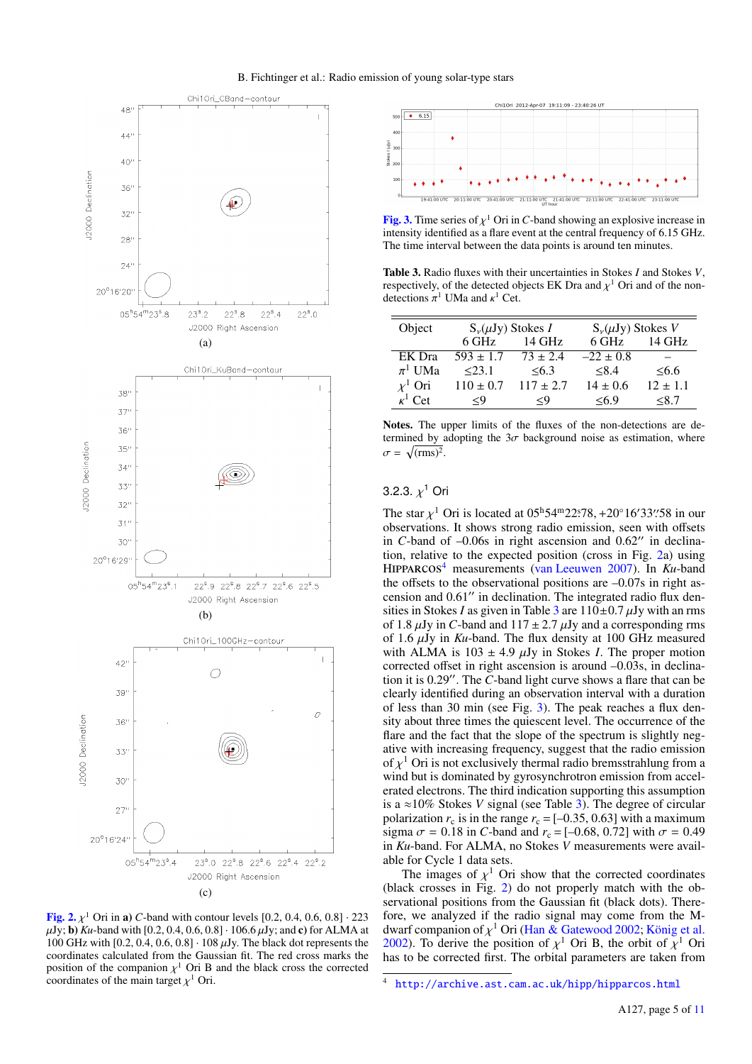Fig. 2. $\chi^1$ Ori in **a)** *C*-band with contour levels [0.2, 0.4, 0.6, 0.8] · 223 $\mu$Jy; **b)** *Ku*-band with [0.2, 0.4, 0.6, 0.8] · 106.6 $\mu$Jy; and **c)** for ALMA at 100 GHz with [0.2, 0.4, 0.6, 0.8] · 108 $\mu$Jy. The black dot represents the coordinates calculated from the Gaussian fit. The red cross marks the position of the companion $\chi^1$ Ori B and the black cross the corrected coordinates of the main target $\chi^1$ Ori.

Fig. 3. Time series of $\chi^1$ Ori in *C*-band showing an explosive increase in intensity identified as a flare event at the central frequency of 6.15 GHz. The time interval between the data points is around ten minutes.

**Table 3.** Radio fluxes with their uncertainties in Stokes *I* and Stokes *V*, respectively, of the detected objects EK Dra and $\chi^1$ Ori and of the non-detections $\pi^1$ UMa and $\kappa^1$ Cet.

| Object | $S_\nu$($\mu$Jy) Stokes *I* | | $S_\nu$($\mu$Jy) Stokes *V* | |
|---|---|---|---|---|
| | 6 GHz | 14 GHz | 6 GHz | 14 GHz |
| EK Dra | 593 ± 1.7 | 73 ± 2.4 | –22 ± 0.8 | – |
| $\pi^1$ UMa | ≤23.1 | ≤6.3 | ≤8.4 | ≤6.6 |
| $\chi^1$ Ori | 110 ± 0.7 | 117 ± 2.7 | 14 ± 0.6 | 12 ± 1.1 |
| $\kappa^1$ Cet | ≤9 | ≤9 | ≤6.9 | ≤8.7 |

**Notes.** The upper limits of the fluxes of the non-detections are determined by adopting the $3\sigma$ background noise as estimation, where $\sigma = \sqrt{(\text{rms})^2}$.

### 3.2.3. $\chi^1$ Ori

The star $\chi^1$ Ori is located at $05^h54^m22\overset{s}{.}78$, $+20°16'33\overset{''}{.}58$ in our observations. It shows strong radio emission, seen with offsets in *C*-band of –0.06s in right ascension and 0.62″ in declination, relative to the expected position (cross in Fig. 2a) using HIPPARCOS[4] measurements (van Leeuwen 2007). In *Ku*-band the offsets to the observational positions are –0.07s in right ascension and 0.61″ in declination. The integrated radio flux densities in Stokes *I* as given in Table 3 are 110±0.7 $\mu$Jy with an rms of 1.8 $\mu$Jy in *C*-band and 117 ± 2.7 $\mu$Jy and a corresponding rms of 1.6 $\mu$Jy in *Ku*-band. The flux density at 100 GHz measured with ALMA is 103 ± 4.9 $\mu$Jy in Stokes *I*. The proper motion corrected offset in right ascension is around –0.03s, in declination it is 0.29″. The *C*-band light curve shows a flare that can be clearly identified during an observation interval with a duration of less than 30 min (see Fig. 3). The peak reaches a flux density about three times the quiescent level. The occurrence of the flare and the fact that the slope of the spectrum is slightly negative with increasing frequency, suggest that the radio emission of $\chi^1$ Ori is not exclusively thermal radio bremsstrahlung from a wind but is dominated by gyrosynchrotron emission from accelerated electrons. The third indication supporting this assumption is a ≈10% Stokes *V* signal (see Table 3). The degree of circular polarization $r_c$ is in the range $r_c$ = [–0.35, 0.63] with a maximum sigma $\sigma$ = 0.18 in *C*-band and $r_c$ = [–0.68, 0.72] with $\sigma$ = 0.49 in *Ku*-band. For ALMA, no Stokes *V* measurements were available for Cycle 1 data sets.

The images of $\chi^1$ Ori show that the corrected coordinates (black crosses in Fig. 2) do not properly match with the observational positions from the Gaussian fit (black dots). Therefore, we analyzed if the radio signal may come from the M-dwarf companion of $\chi^1$ Ori (Han & Gatewood 2002; König et al. 2002). To derive the position of $\chi^1$ Ori B, the orbit of $\chi^1$ Ori has to be corrected first. The orbital parameters are taken from

[4] http://archive.ast.cam.ac.uk/hipp/hipparcos.html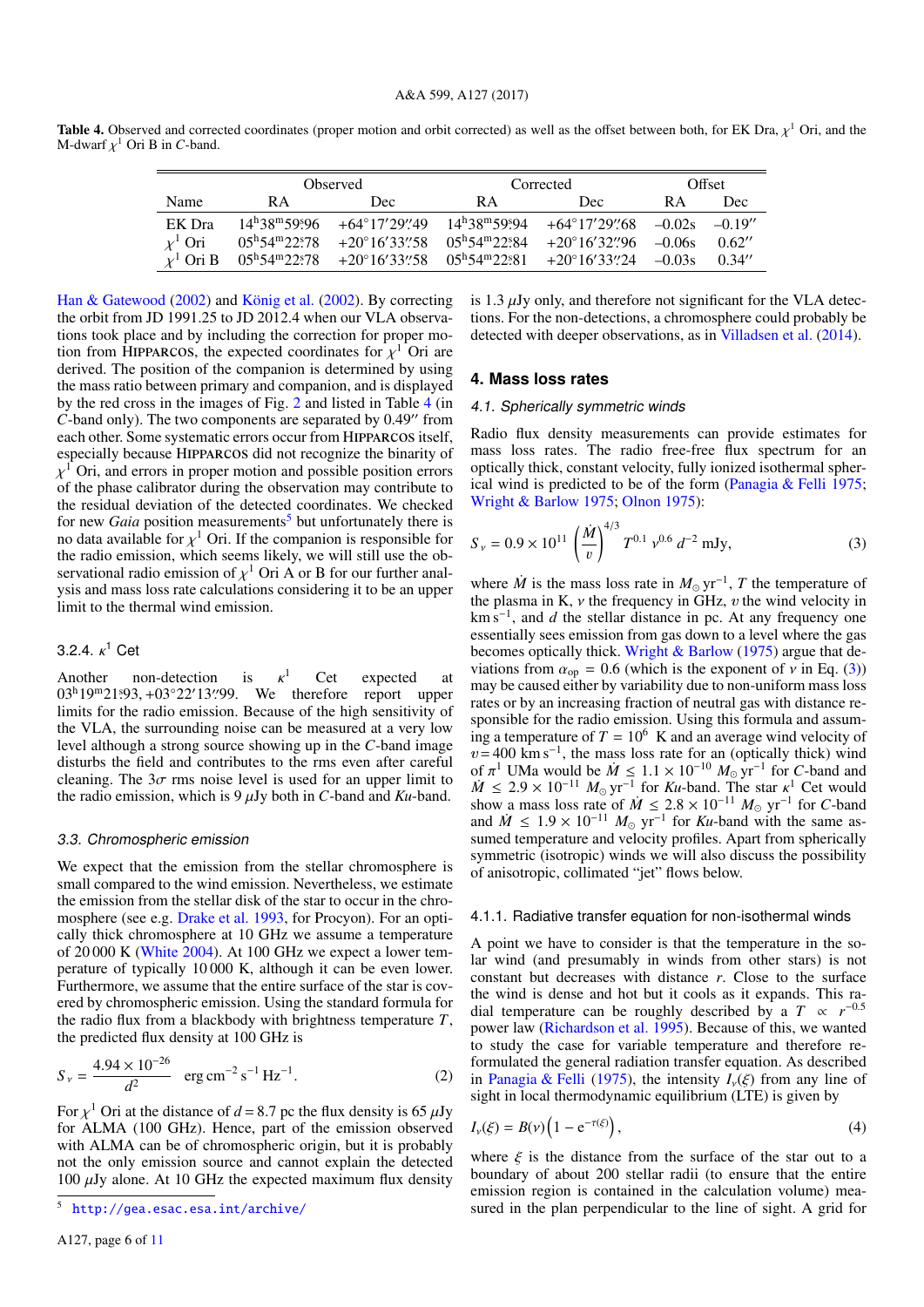**Table 4.** Observed and corrected coordinates (proper motion and orbit corrected) as well as the offset between both, for EK Dra, $\chi^1$ Ori, and the M-dwarf $\chi^1$ Ori B in *C*-band.

| | Observed | | Corrected | | Offset | |
|---|---|---|---|---|---|---|
| Name | RA | Dec | RA | Dec | RA | Dec |
| EK Dra | $14^h38^m59\overset{s}{.}96$ | $+64°17'29\overset{''}{.}49$ | $14^h38^m59\overset{s}{.}94$ | $+64°17'29\overset{''}{.}68$ | –0.02s | –0.19″ |
| $\chi^1$ Ori | $05^h54^m22\overset{s}{.}78$ | $+20°16'33\overset{''}{.}58$ | $05^h54^m22\overset{s}{.}84$ | $+20°16'32\overset{''}{.}96$ | –0.06s | 0.62″ |
| $\chi^1$ Ori B | $05^h54^m22\overset{s}{.}78$ | $+20°16'33\overset{''}{.}58$ | $05^h54^m22\overset{s}{.}81$ | $+20°16'33\overset{''}{.}24$ | –0.03s | 0.34″ |

Han & Gatewood (2002) and König et al. (2002). By correcting the orbit from JD 1991.25 to JD 2012.4 when our VLA observations took place and by including the correction for proper motion from HIPPARCOS, the expected coordinates for $\chi^1$ Ori are derived. The position of the companion is determined by using the mass ratio between primary and companion, and is displayed by the red cross in the images of Fig. 2 and listed in Table 4 (in *C*-band only). The two components are separated by 0.49″ from each other. Some systematic errors occur from HIPPARCOS itself, especially because HIPPARCOS did not recognize the binarity of $\chi^1$ Ori, and errors in proper motion and possible position errors of the phase calibrator during the observation may contribute to the residual deviation of the detected coordinates. We checked for new *Gaia* position measurements[5] but unfortunately there is no data available for $\chi^1$ Ori. If the companion is responsible for the radio emission, which seems likely, we will still use the observational radio emission of $\chi^1$ Ori A or B for our further analysis and mass loss rate calculations considering it to be an upper limit to the thermal wind emission.

#### 3.2.4. $\kappa^1$ Cet

Another non-detection is $\kappa^1$ Cet expected at $03^h19^m21\overset{s}{.}93$, $+03°22'13\overset{''}{.}99$. We therefore report upper limits for the radio emission. Because of the high sensitivity of the VLA, the surrounding noise can be measured at a very low level although a strong source showing up in the *C*-band image disturbs the field and contributes to the rms even after careful cleaning. The $3\sigma$ rms noise level is used for an upper limit to the radio emission, which is 9 $\mu$Jy both in *C*-band and *Ku*-band.

### 3.3. Chromospheric emission

We expect that the emission from the stellar chromosphere is small compared to the wind emission. Nevertheless, we estimate the emission from the stellar disk of the star to occur in the chromosphere (see e.g. Drake et al. 1993, for Procyon). For an optically thick chromosphere at 10 GHz we assume a temperature of 20 000 K (White 2004). At 100 GHz we expect a lower temperature of typically 10 000 K, although it can be even lower. Furthermore, we assume that the entire surface of the star is covered by chromospheric emission. Using the standard formula for the radio flux from a blackbody with brightness temperature $T$, the predicted flux density at 100 GHz is

$$S_\nu = \frac{4.94 \times 10^{-26}}{d^2} \quad \mathrm{erg\,cm^{-2}\,s^{-1}\,Hz^{-1}}. \tag{2}$$

For $\chi^1$ Ori at the distance of $d = 8.7$ pc the flux density is 65 $\mu$Jy for ALMA (100 GHz). Hence, part of the emission observed with ALMA can be of chromospheric origin, but it is probably not the only emission source and cannot explain the detected 100 $\mu$Jy alone. At 10 GHz the expected maximum flux density is 1.3 $\mu$Jy only, and therefore not significant for the VLA detections. For the non-detections, a chromosphere could probably be detected with deeper observations, as in Villadsen et al. (2014).

[5] http://gea.esac.esa.int/archive/

## 4. Mass loss rates

### 4.1. Spherically symmetric winds

Radio flux density measurements can provide estimates for mass loss rates. The radio free-free flux spectrum for an optically thick, constant velocity, fully ionized isothermal spherical wind is predicted to be of the form (Panagia & Felli 1975; Wright & Barlow 1975; Olnon 1975):

$$S_\nu = 0.9 \times 10^{11} \left(\frac{\dot{M}}{v}\right)^{4/3} T^{0.1}\, \nu^{0.6}\, d^{-2} \;\mathrm{mJy}, \tag{3}$$

where $\dot{M}$ is the mass loss rate in $M_\odot\,\mathrm{yr}^{-1}$, $T$ the temperature of the plasma in K, $\nu$ the frequency in GHz, $v$ the wind velocity in km s$^{-1}$, and $d$ the stellar distance in pc. At any frequency one essentially sees emission from gas down to a level where the gas becomes optically thick. Wright & Barlow (1975) argue that deviations from $\alpha_{\mathrm{op}} = 0.6$ (which is the exponent of $\nu$ in Eq. (3)) may be caused either by variability due to non-uniform mass loss rates or by an increasing fraction of neutral gas with distance responsible for the radio emission. Using this formula and assuming a temperature of $T = 10^6$ K and an average wind velocity of $v = 400$ km s$^{-1}$, the mass loss rate for an (optically thick) wind of $\pi^1$ UMa would be $\dot{M} \le 1.1 \times 10^{-10}\ M_\odot\,\mathrm{yr}^{-1}$ for *C*-band and $\dot{M} \le 2.9 \times 10^{-11}\ M_\odot\,\mathrm{yr}^{-1}$ for *Ku*-band. The star $\kappa^1$ Cet would show a mass loss rate of $\dot{M} \le 2.8 \times 10^{-11}\ M_\odot\,\mathrm{yr}^{-1}$ for *C*-band and $\dot{M} \le 1.9 \times 10^{-11}\ M_\odot\,\mathrm{yr}^{-1}$ for *Ku*-band with the same assumed temperature and velocity profiles. Apart from spherically symmetric (isotropic) winds we will also discuss the possibility of anisotropic, collimated "jet" flows below.

#### 4.1.1. Radiative transfer equation for non-isothermal winds

A point we have to consider is that the temperature in the solar wind (and presumably in winds from other stars) is not constant but decreases with distance $r$. Close to the surface the wind is dense and hot but it cools as it expands. This radial temperature can be roughly described by a $T \propto r^{-0.5}$ power law (Richardson et al. 1995). Because of this, we wanted to study the case for variable temperature and therefore reformulated the general radiation transfer equation. As described in Panagia & Felli (1975), the intensity $I_\nu(\xi)$ from any line of sight in local thermodynamic equilibrium (LTE) is given by

$$I_\nu(\xi) = B(\nu)\left(1 - \mathrm{e}^{-\tau(\xi)}\right), \tag{4}$$

where $\xi$ is the distance from the surface of the star out to a boundary of about 200 stellar radii (to ensure that the entire emission region is contained in the calculation volume) measured in the plan perpendicular to the line of sight. A grid for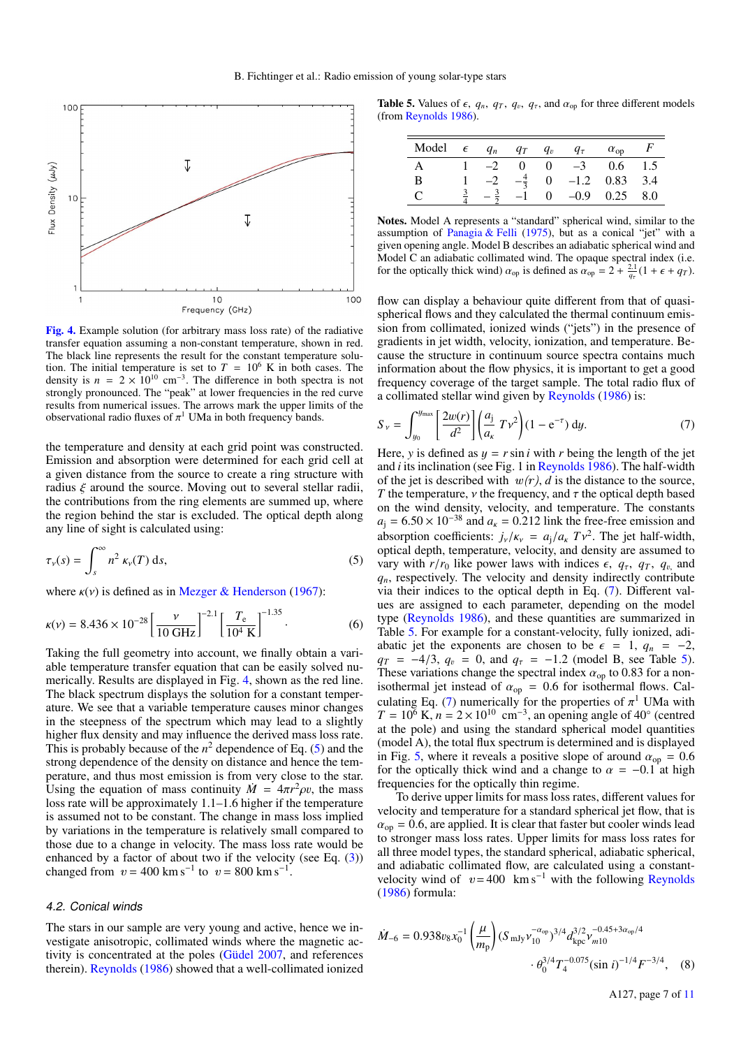Fig. 4. Example solution (for arbitrary mass loss rate) of the radiative transfer equation assuming a non-constant temperature, shown in red. The black line represents the result for the constant temperature solution. The initial temperature is set to $T = 10^6$ K in both cases. The density is $n = 2 \times 10^{10}$ cm$^{-3}$. The difference in both spectra is not strongly pronounced. The "peak" at lower frequencies in the red curve results from numerical issues. The arrows mark the upper limits of the observational radio fluxes of $\pi^1$ UMa in both frequency bands.

the temperature and density at each grid point was constructed. Emission and absorption were determined for each grid cell at a given distance from the source to create a ring structure with radius $\xi$ around the source. Moving out to several stellar radii, the contributions from the ring elements are summed up, where the region behind the star is excluded. The optical depth along any line of sight is calculated using:

$$\tau_\nu(s) = \int_s^\infty n^2 \, \kappa_\nu(T) \, \mathrm{d}s, \tag{5}$$

where $\kappa(\nu)$ is defined as in Mezger & Henderson (1967):

$$\kappa(\nu) = 8.436 \times 10^{-28} \left[\frac{\nu}{10\ \mathrm{GHz}}\right]^{-2.1} \left[\frac{T_\mathrm{e}}{10^4\ \mathrm{K}}\right]^{-1.35}. \tag{6}$$

Taking the full geometry into account, we finally obtain a variable temperature transfer equation that can be easily solved numerically. Results are displayed in Fig. 4, shown as the red line. The black spectrum displays the solution for a constant temperature. We see that a variable temperature causes minor changes in the steepness of the spectrum which may lead to a slightly higher flux density and may influence the derived mass loss rate. This is probably because of the $n^2$ dependence of Eq. (5) and the strong dependence of the density on distance and hence the temperature, and thus most emission is from very close to the star. Using the equation of mass continuity $\dot{M} = 4\pi r^2 \rho v$, the mass loss rate will be approximately 1.1–1.6 higher if the temperature is assumed not to be constant. The change in mass loss implied by variations in the temperature is relatively small compared to those due to a change in velocity. The mass loss rate would be enhanced by a factor of about two if the velocity (see Eq. (3)) changed from $v = 400$ km s$^{-1}$ to $v = 800$ km s$^{-1}$.

### 4.2. Conical winds

The stars in our sample are very young and active, hence we investigate anisotropic, collimated winds where the magnetic activity is concentrated at the poles (Güdel 2007, and references therein). Reynolds (1986) showed that a well-collimated ionized flow can display a behaviour quite different from that of quasi-spherical flows and they calculated the thermal continuum emission from collimated, ionized winds ("jets") in the presence of gradients in jet width, velocity, ionization, and temperature. Because the structure in continuum source spectra contains much information about the flow physics, it is important to get a good frequency coverage of the target sample. The total radio flux of a collimated stellar wind given by Reynolds (1986) is:

$$S_\nu = \int_{y_0}^{y_\mathrm{max}} \left[\frac{2w(r)}{d^2}\right] \left(\frac{a_\mathrm{j}}{a_\kappa} \, T \nu^2\right) (1 - \mathrm{e}^{-\tau}) \, \mathrm{d}y. \tag{7}$$

Here, $y$ is defined as $y = r \sin i$ with $r$ being the length of the jet and $i$ its inclination (see Fig. 1 in Reynolds 1986). The half-width of the jet is described with $w(r)$, $d$ is the distance to the source, $T$ the temperature, $\nu$ the frequency, and $\tau$ the optical depth based on the wind density, velocity, and temperature. The constants $a_\mathrm{j} = 6.50 \times 10^{-38}$ and $a_\kappa = 0.212$ link the free-free emission and absorption coefficients: $j_\nu/\kappa_\nu = a_\mathrm{j}/a_\kappa \, T\nu^2$. The jet half-width, optical depth, temperature, velocity, and density are assumed to vary with $r/r_0$ like power laws with indices $\epsilon$, $q_\tau$, $q_T$, $q_v$, and $q_n$, respectively. The velocity and density indirectly contribute via their indices to the optical depth in Eq. (7). Different values are assigned to each parameter, depending on the model type (Reynolds 1986), and these quantities are summarized in Table 5. For example for a constant-velocity, fully ionized, adiabatic jet the exponents are chosen to be $\epsilon = 1$, $q_n = -2$, $q_T = -4/3$, $q_v = 0$, and $q_\tau = -1.2$ (model B, see Table 5). These variations change the spectral index $\alpha_\mathrm{op}$ to 0.83 for a non-isothermal jet instead of $\alpha_\mathrm{op} = 0.6$ for isothermal flows. Calculating Eq. (7) numerically for the properties of $\pi^1$ UMa with $T = 10^6$ K, $n = 2 \times 10^{10}$ cm$^{-3}$, an opening angle of 40° (centred at the pole) and using the standard spherical model quantities (model A), the total flux spectrum is determined and is displayed in Fig. 5, where it reveals a positive slope of around $\alpha_\mathrm{op} = 0.6$ for the optically thick wind and a change to $\alpha = -0.1$ at high frequencies for the optically thin regime.

To derive upper limits for mass loss rates, different values for velocity and temperature for a standard spherical jet flow, that is $\alpha_\mathrm{op} = 0.6$, are applied. It is clear that faster but cooler winds lead to stronger mass loss rates. Upper limits for mass loss rates for all three model types, the standard spherical, adiabatic spherical, and adiabatic collimated flow, are calculated using a constant-velocity wind of $v = 400$ km s$^{-1}$ with the following Reynolds (1986) formula:

$$\dot{M}_{-6} = 0.938 v_8 x_0^{-1} \left(\frac{\mu}{m_\mathrm{p}}\right) (S_\mathrm{mJy} \nu_{10}^{-\alpha_\mathrm{op}})^{3/4} d_\mathrm{kpc}^{3/2} \nu_{m10}^{-0.45+3\alpha_\mathrm{op}/4} \cdot \theta_0^{3/4} T_4^{-0.075} (\sin i)^{-1/4} F^{-3/4}, \tag{8}$$

Table 5. Values of $\epsilon$, $q_n$, $q_T$, $q_v$, $q_\tau$, and $\alpha_\mathrm{op}$ for three different models (from Reynolds 1986).

| Model | $\epsilon$ | $q_n$ | $q_T$ | $q_v$ | $q_\tau$ | $\alpha_\mathrm{op}$ | $F$ |
|---|---|---|---|---|---|---|---|
| A | 1 | $-2$ | 0 | 0 | $-3$ | 0.6 | 1.5 |
| B | 1 | $-2$ | $-\frac{4}{3}$ | 0 | $-1.2$ | 0.83 | 3.4 |
| C | $\frac{3}{4}$ | $-\frac{3}{2}$ | $-1$ | 0 | $-0.9$ | 0.25 | 8.0 |

**Notes.** Model A represents a "standard" spherical wind, similar to the assumption of Panagia & Felli (1975), but as a conical "jet" with a given opening angle. Model B describes an adiabatic spherical wind and Model C an adiabatic collimated wind. The opaque spectral index (i.e. for the optically thick wind) $\alpha_\mathrm{op}$ is defined as $\alpha_\mathrm{op} = 2 + \frac{2.1}{q_\tau}(1 + \epsilon + q_T)$.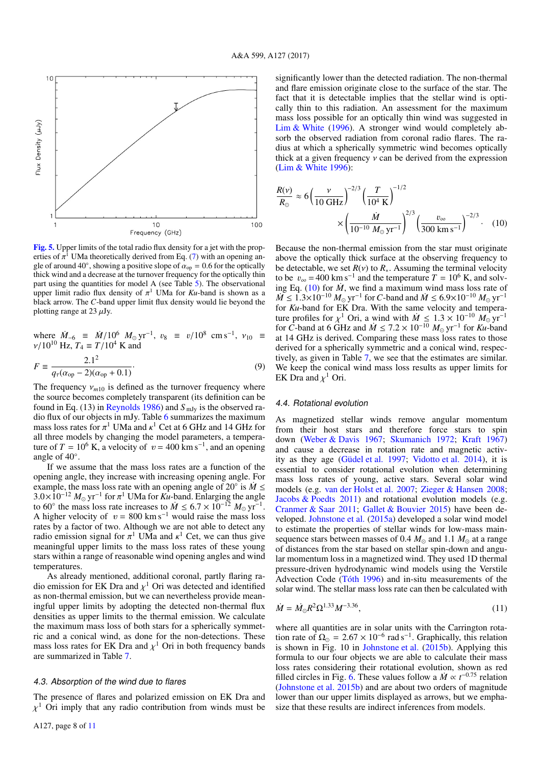Fig. 5. Upper limits of the total radio flux density for a jet with the properties of $\pi^1$ UMa theoretically derived from Eq. (7) with an opening angle of around 40°, showing a positive slope of $\alpha_{op} = 0.6$ for the optically thick wind and a decrease at the turnover frequency for the optically thin part using the quantities for model A (see Table 5). The observational upper limit radio flux density of $\pi^1$ UMa for *Ku*-band is shown as a black arrow. The *C*-band upper limit flux density would lie beyond the plotting range at 23 $\mu$Jy.

where $\dot{M}_{-6} \equiv \dot{M}/10^6\ M_\odot\,\mathrm{yr}^{-1}$, $v_8 \equiv v/10^8\ \mathrm{cm\,s}^{-1}$, $\nu_{10} \equiv \nu/10^{10}$ Hz, $T_4 \equiv T/10^4$ K and

$$F \equiv \frac{2.1^2}{q_\tau(\alpha_{op} - 2)(\alpha_{op} + 0.1)}. \tag{9}$$

The frequency $\nu_{m10}$ is defined as the turnover frequency where the source becomes completely transparent (its definition can be found in Eq. (13) in Reynolds 1986) and $S_{\mathrm{mJy}}$ is the observed radio flux of our objects in mJy. Table 6 summarizes the maximum mass loss rates for $\pi^1$ UMa and $\kappa^1$ Cet at 6 GHz and 14 GHz for all three models by changing the model parameters, a temperature of $T = 10^6$ K, a velocity of $v = 400$ km s$^{-1}$, and an opening angle of 40°.

If we assume that the mass loss rates are a function of the opening angle, they increase with increasing opening angle. For example, the mass loss rate with an opening angle of 20° is $\dot{M} \leq 3.0\times10^{-12}\ M_\odot\,\mathrm{yr}^{-1}$ for $\pi^1$ UMa for *Ku*-band. Enlarging the angle to 60° the mass loss rate increases to $\dot{M} \leq 6.7\times10^{-12}\ M_\odot\,\mathrm{yr}^{-1}$. A higher velocity of $v = 800$ km s$^{-1}$ would raise the mass loss rates by a factor of two. Although we are not able to detect any radio emission signal for $\pi^1$ UMa and $\kappa^1$ Cet, we can thus give meaningful upper limits to the mass loss rates of these young stars within a range of reasonable wind opening angles and wind temperatures.

As already mentioned, additional coronal, partly flaring radio emission for EK Dra and $\chi^1$ Ori was detected and identified as non-thermal emission, but we can nevertheless provide meaningful upper limits by adopting the detected non-thermal flux densities as upper limits to the thermal emission. We calculate the maximum mass loss of both stars for a spherically symmetric and a conical wind, as done for the non-detections. These mass loss rates for EK Dra and $\chi^1$ Ori in both frequency bands are summarized in Table 7.

### 4.3. Absorption of the wind due to flares

The presence of flares and polarized emission on EK Dra and $\chi^1$ Ori imply that any radio contribution from winds must be significantly lower than the detected radiation. The non-thermal and flare emission originate close to the surface of the star. The fact that it is detectable implies that the stellar wind is optically thin to this radiation. An assessment for the maximum mass loss possible for an optically thin wind was suggested in Lim & White (1996). A stronger wind would completely absorb the observed radiation from coronal radio flares. The radius at which a spherically symmetric wind becomes optically thick at a given frequency $\nu$ can be derived from the expression (Lim & White 1996):

$$\frac{R(\nu)}{R_\odot} \approx 6\left(\frac{\nu}{10\ \mathrm{GHz}}\right)^{-2/3}\left(\frac{T}{10^4\ \mathrm{K}}\right)^{-1/2} \times\left(\frac{\dot{M}}{10^{-10}\ M_\odot\,\mathrm{yr}^{-1}}\right)^{2/3}\left(\frac{v_\infty}{300\ \mathrm{km\,s}^{-1}}\right)^{-2/3}. \tag{10}$$

Because the non-thermal emission from the star must originate above the optically thick surface at the observing frequency to be detectable, we set $R(\nu)$ to $R_*$. Assuming the terminal velocity to be $v_\infty = 400$ km s$^{-1}$ and the temperature $T = 10^6$ K, and solving Eq. (10) for $\dot{M}$, we find a maximum wind mass loss rate of $\dot{M} \leq 1.3\times10^{-10}\ M_\odot\,\mathrm{yr}^{-1}$ for *C*-band and $\dot{M} \leq 6.9\times10^{-10}\ M_\odot\,\mathrm{yr}^{-1}$ for *Ku*-band for EK Dra. With the same velocity and temperature profiles for $\chi^1$ Ori, a wind with $\dot{M} \leq 1.3\times10^{-10}\ M_\odot\,\mathrm{yr}^{-1}$ for *C*-band at 6 GHz and $\dot{M} \leq 7.2\times10^{-10}\ M_\odot\,\mathrm{yr}^{-1}$ for *Ku*-band at 14 GHz is derived. Comparing these mass loss rates to those derived for a spherically symmetric and a conical wind, respectively, as given in Table 7, we see that the estimates are similar. We keep the conical wind mass loss results as upper limits for EK Dra and $\chi^1$ Ori.

### 4.4. Rotational evolution

As magnetized stellar winds remove angular momentum from their host stars and therefore force stars to spin down (Weber & Davis 1967; Skumanich 1972; Kraft 1967) and cause a decrease in rotation rate and magnetic activity as they age (Güdel et al. 1997; Vidotto et al. 2014), it is essential to consider rotational evolution when determining mass loss rates of young, active stars. Several solar wind models (e.g. van der Holst et al. 2007; Zieger & Hansen 2008; Jacobs & Poedts 2011) and rotational evolution models (e.g. Cranmer & Saar 2011; Gallet & Bouvier 2015) have been developed. Johnstone et al. (2015a) developed a solar wind model to estimate the properties of stellar winds for low-mass main-sequence stars between masses of 0.4 $M_\odot$ and 1.1 $M_\odot$ at a range of distances from the star based on stellar spin-down and angular momentum loss in a magnetized wind. They used 1D thermal pressure-driven hydrodynamic wind models using the Verstile Advection Code (Tóth 1996) and in-situ measurements of the solar wind. The stellar mass loss rate can then be calculated with

$$\dot{M} = \dot{M}_\odot R^2 \Omega^{1.33} M^{-3.36}, \tag{11}$$

where all quantities are in solar units with the Carrington rotation rate of $\Omega_\odot = 2.67\times10^{-6}$ rad s$^{-1}$. Graphically, this relation is shown in Fig. 10 in Johnstone et al. (2015b). Applying this formula to our four objects we are able to calculate their mass loss rates considering their rotational evolution, shown as red filled circles in Fig. 6. These values follow a $\dot{M} \propto t^{-0.75}$ relation (Johnstone et al. 2015b) and are about two orders of magnitude lower than our upper limits displayed as arrows, but we emphasize that these results are indirect inferences from models.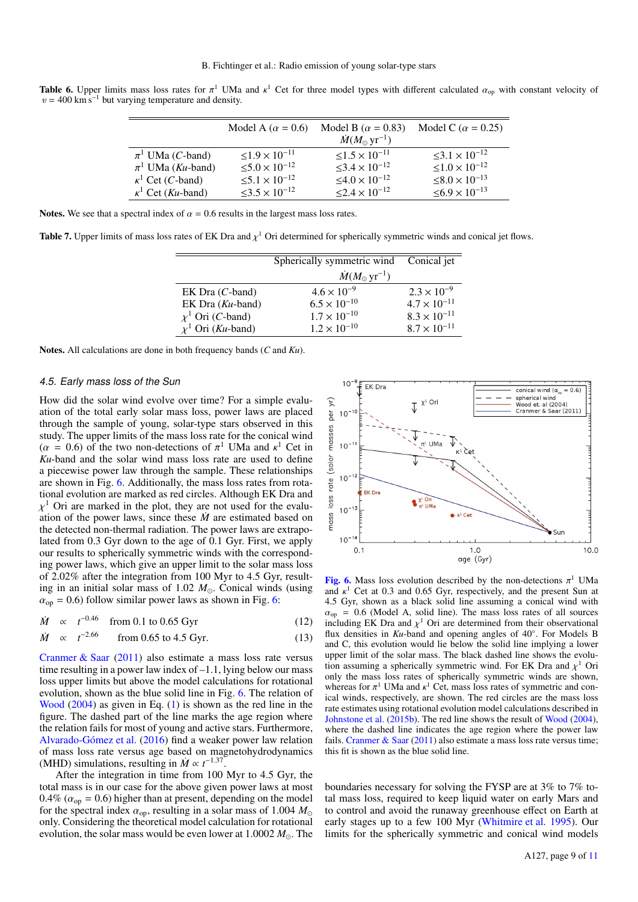**Table 6.** Upper limits mass loss rates for $\pi^1$ UMa and $\kappa^1$ Cet for three model types with different calculated $\alpha_{op}$ with constant velocity of $v = 400$ km s$^{-1}$ but varying temperature and density.

| | Model A ($\alpha = 0.6$) | Model B ($\alpha = 0.83$) $\dot{M}(M_\odot\,\mathrm{yr}^{-1})$ | Model C ($\alpha = 0.25$) |
|---|---|---|---|
| $\pi^1$ UMa (*C*-band) | $\leq 1.9 \times 10^{-11}$ | $\leq 1.5 \times 10^{-11}$ | $\leq 3.1 \times 10^{-12}$ |
| $\pi^1$ UMa (*Ku*-band) | $\leq 5.0 \times 10^{-12}$ | $\leq 3.4 \times 10^{-12}$ | $\leq 1.0 \times 10^{-12}$ |
| $\kappa^1$ Cet (*C*-band) | $\leq 5.1 \times 10^{-12}$ | $\leq 4.0 \times 10^{-12}$ | $\leq 8.0 \times 10^{-13}$ |
| $\kappa^1$ Cet (*Ku*-band) | $\leq 3.5 \times 10^{-12}$ | $\leq 2.4 \times 10^{-12}$ | $\leq 6.9 \times 10^{-13}$ |

**Notes.** We see that a spectral index of $\alpha = 0.6$ results in the largest mass loss rates.

**Table 7.** Upper limits of mass loss rates of EK Dra and $\chi^1$ Ori determined for spherically symmetric winds and conical jet flows.

| | Spherically symmetric wind $\dot{M}(M_\odot\,\mathrm{yr}^{-1})$ | Conical jet |
|---|---|---|
| EK Dra (*C*-band) | $4.6 \times 10^{-9}$ | $2.3 \times 10^{-9}$ |
| EK Dra (*Ku*-band) | $6.5 \times 10^{-10}$ | $4.7 \times 10^{-11}$ |
| $\chi^1$ Ori (*C*-band) | $1.7 \times 10^{-10}$ | $8.3 \times 10^{-11}$ |
| $\chi^1$ Ori (*Ku*-band) | $1.2 \times 10^{-10}$ | $8.7 \times 10^{-11}$ |

**Notes.** All calculations are done in both frequency bands (*C* and *Ku*).

### 4.5. Early mass loss of the Sun

How did the solar wind evolve over time? For a simple evaluation of the total early solar mass loss, power laws are placed through the sample of young, solar-type stars observed in this study. The upper limits of the mass loss rate for the conical wind ($\alpha = 0.6$) of the two non-detections of $\pi^1$ UMa and $\kappa^1$ Cet in *Ku*-band and the solar wind mass loss rate are used to define a piecewise power law through the sample. These relationships are shown in Fig. 6. Additionally, the mass loss rates from rotational evolution are marked as red circles. Although EK Dra and $\chi^1$ Ori are marked in the plot, they are not used for the evaluation of the power laws, since these $\dot{M}$ are estimated based on the detected non-thermal radiation. The power laws are extrapolated from 0.3 Gyr down to the age of 0.1 Gyr. First, we apply our results to spherically symmetric winds with the corresponding power laws, which give an upper limit to the solar mass loss of 2.02% after the integration from 100 Myr to 4.5 Gyr, resulting in an initial solar mass of 1.02 $M_\odot$. Conical winds (using $\alpha_{op} = 0.6$) follow similar power laws as shown in Fig. 6:

$$\dot{M} \propto t^{-0.46} \quad \text{from 0.1 to 0.65 Gyr} \tag{12}$$

$$\dot{M} \propto t^{-2.66} \quad \text{from 0.65 to 4.5 Gyr.} \tag{13}$$

Cranmer & Saar (2011) also estimate a mass loss rate versus time resulting in a power law index of –1.1, lying below our mass loss upper limits but above the model calculations for rotational evolution, shown as the blue solid line in Fig. 6. The relation of Wood (2004) as given in Eq. (1) is shown as the red line in the figure. The dashed part of the line marks the age region where the relation fails for most of young and active stars. Furthermore, Alvarado-Gómez et al. (2016) find a weaker power law relation of mass loss rate versus age based on magnetohydrodynamics (MHD) simulations, resulting in $\dot{M} \propto t^{-1.37}$.

After the integration in time from 100 Myr to 4.5 Gyr, the total mass is in our case for the above given power laws at most 0.4% ($\alpha_{op} = 0.6$) higher than at present, depending on the model for the spectral index $\alpha_{op}$, resulting in a solar mass of 1.004 $M_\odot$ only. Considering the theoretical model calculation for rotational evolution, the solar mass would be even lower at 1.0002 $M_\odot$. The boundaries necessary for solving the FYSP are at 3% to 7% total mass loss, required to keep liquid water on early Mars and to control and avoid the runaway greenhouse effect on Earth at early stages up to a few 100 Myr (Whitmire et al. 1995). Our limits for the spherically symmetric and conical wind models

**Fig. 6.** Mass loss evolution described by the non-detections $\pi^1$ UMa and $\kappa^1$ Cet at 0.3 and 0.65 Gyr, respectively, and the present Sun at 4.5 Gyr, shown as a black solid line assuming a conical wind with $\alpha_{op} = 0.6$ (Model A, solid line). The mass loss rates of all sources including EK Dra and $\chi^1$ Ori are determined from their observational flux densities in *Ku*-band and opening angles of 40°. For Models B and C, this evolution would lie below the solid line implying a lower upper limit of the solar mass. The black dashed line shows the evolution assuming a spherically symmetric wind. For EK Dra and $\chi^1$ Ori only the mass loss rates of spherically symmetric winds are shown, whereas for $\pi^1$ UMa and $\kappa^1$ Cet, mass loss rates of symmetric and conical winds, respectively, are shown. The red circles are the mass loss rate estimates using rotational evolution model calculations described in Johnstone et al. (2015b). The red line shows the result of Wood (2004), where the dashed line indicates the age region where the power law fails. Cranmer & Saar (2011) also estimate a mass loss rate versus time; this fit is shown as the blue solid line.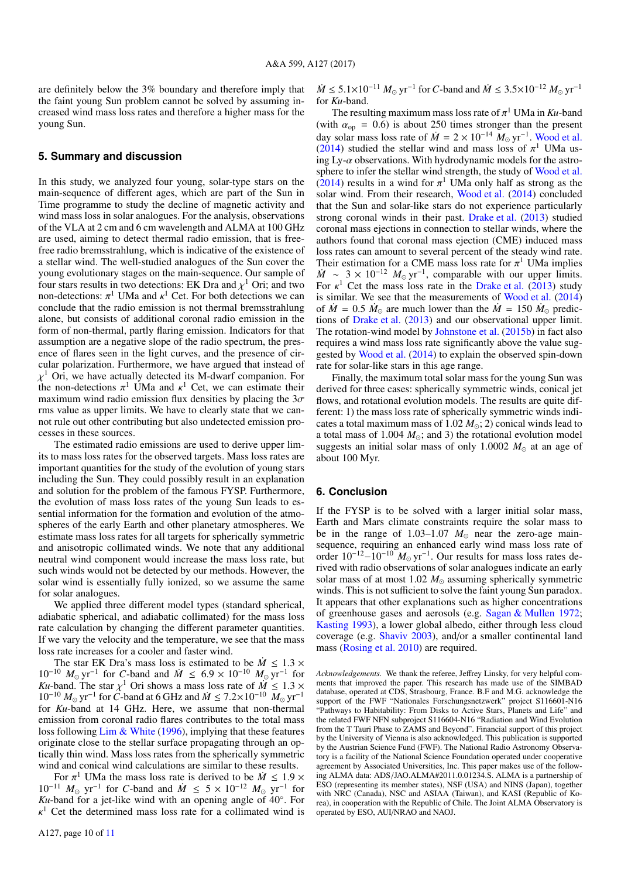are definitely below the 3% boundary and therefore imply that the faint young Sun problem cannot be solved by assuming increased wind mass loss rates and therefore a higher mass for the young Sun.

## 5. Summary and discussion

In this study, we analyzed four young, solar-type stars on the main-sequence of different ages, which are part of the Sun in Time programme to study the decline of magnetic activity and wind mass loss in solar analogues. For the analysis, observations of the VLA at 2 cm and 6 cm wavelength and ALMA at 100 GHz are used, aiming to detect thermal radio emission, that is free-free radio bremsstrahlung, which is indicative of the existence of a stellar wind. The well-studied analogues of the Sun cover the young evolutionary stages on the main-sequence. Our sample of four stars results in two detections: EK Dra and $\chi^1$ Ori; and two non-detections: $\pi^1$ UMa and $\kappa^1$ Cet. For both detections we can conclude that the radio emission is not thermal bremsstrahlung alone, but consists of additional coronal radio emission in the form of non-thermal, partly flaring emission. Indicators for that assumption are a negative slope of the radio spectrum, the presence of flares seen in the light curves, and the presence of circular polarization. Furthermore, we have argued that instead of $\chi^1$ Ori, we have actually detected its M-dwarf companion. For the non-detections $\pi^1$ UMa and $\kappa^1$ Cet, we can estimate their maximum wind radio emission flux densities by placing the $3\sigma$ rms value as upper limits. We have to clearly state that we cannot rule out other contributing but also undetected emission processes in these sources.

The estimated radio emissions are used to derive upper limits to mass loss rates for the observed targets. Mass loss rates are important quantities for the study of the evolution of young stars including the Sun. They could possibly result in an explanation and solution for the problem of the famous FYSP. Furthermore, the evolution of mass loss rates of the young Sun leads to essential information for the formation and evolution of the atmospheres of the early Earth and other planetary atmospheres. We estimate mass loss rates for all targets for spherically symmetric and anisotropic collimated winds. We note that any additional neutral wind component would increase the mass loss rate, but such winds would not be detected by our methods. However, the solar wind is essentially fully ionized, so we assume the same for solar analogues.

We applied three different model types (standard spherical, adiabatic spherical, and adiabatic collimated) for the mass loss rate calculation by changing the different parameter quantities. If we vary the velocity and the temperature, we see that the mass loss rate increases for a cooler and faster wind.

The star EK Dra's mass loss is estimated to be $\dot{M} \leq 1.3 \times 10^{-10}$ $M_{\odot}$ yr$^{-1}$ for *C*-band and $\dot{M} \leq 6.9 \times 10^{-10}$ $M_{\odot}$ yr$^{-1}$ for *Ku*-band. The star $\chi^1$ Ori shows a mass loss rate of $\dot{M} \leq 1.3 \times 10^{-10}$ $M_{\odot}$ yr$^{-1}$ for *C*-band at 6 GHz and $\dot{M} \leq 7.2\times10^{-10}$ $M_{\odot}$ yr$^{-1}$ for *Ku*-band at 14 GHz. Here, we assume that non-thermal emission from coronal radio flares contributes to the total mass loss following Lim & White (1996), implying that these features originate close to the stellar surface propagating through an optically thin wind. Mass loss rates from the spherically symmetric wind and conical wind calculations are similar to these results.

For $\pi^1$ UMa the mass loss rate is derived to be $\dot{M} \leq 1.9 \times 10^{-11}$ $M_{\odot}$ yr$^{-1}$ for *C*-band and $\dot{M} \leq 5 \times 10^{-12}$ $M_{\odot}$ yr$^{-1}$ for *Ku*-band for a jet-like wind with an opening angle of 40°. For $\kappa^1$ Cet the determined mass loss rate for a collimated wind is $\dot{M} \leq 5.1\times10^{-11}$ $M_{\odot}$ yr$^{-1}$ for *C*-band and $\dot{M} \leq 3.5\times10^{-12}$ $M_{\odot}$ yr$^{-1}$ for *Ku*-band.

The resulting maximum mass loss rate of $\pi^1$ UMa in *Ku*-band (with $\alpha_{\rm op} = 0.6$) is about 250 times stronger than the present day solar mass loss rate of $\dot{M} = 2 \times 10^{-14}$ $M_{\odot}$ yr$^{-1}$. Wood et al. (2014) studied the stellar wind and mass loss of $\pi^1$ UMa using Ly-$\alpha$ observations. With hydrodynamic models for the astrosphere to infer the stellar wind strength, the study of Wood et al. (2014) results in a wind for $\pi^1$ UMa only half as strong as the solar wind. From their research, Wood et al. (2014) concluded that the Sun and solar-like stars do not experience particularly strong coronal winds in their past. Drake et al. (2013) studied coronal mass ejections in connection to stellar winds, where the authors found that coronal mass ejection (CME) induced mass loss rates can amount to several percent of the steady wind rate. Their estimation for a CME mass loss rate for $\pi^1$ UMa implies $\dot{M} \sim 3 \times 10^{-12}$ $M_{\odot}$ yr$^{-1}$, comparable with our upper limits. For $\kappa^1$ Cet the mass loss rate in the Drake et al. (2013) study is similar. We see that the measurements of Wood et al. (2014) of $\dot{M} = 0.5$ $\dot{M}_{\odot}$ are much lower than the $\dot{M} = 150$ $\dot{M}_{\odot}$ predictions of Drake et al. (2013) and our observational upper limit. The rotation-wind model by Johnstone et al. (2015b) in fact also requires a wind mass loss rate significantly above the value suggested by Wood et al. (2014) to explain the observed spin-down rate for solar-like stars in this age range.

Finally, the maximum total solar mass for the young Sun was derived for three cases: spherically symmetric winds, conical jet flows, and rotational evolution models. The results are quite different: 1) the mass loss rate of spherically symmetric winds indicates a total maximum mass of 1.02 $M_{\odot}$; 2) conical winds lead to a total mass of 1.004 $M_{\odot}$; and 3) the rotational evolution model suggests an initial solar mass of only 1.0002 $M_{\odot}$ at an age of about 100 Myr.

## 6. Conclusion

If the FYSP is to be solved with a larger initial solar mass, Earth and Mars climate constraints require the solar mass to be in the range of 1.03–1.07 $M_{\odot}$ near the zero-age main-sequence, requiring an enhanced early wind mass loss rate of order $10^{-12}$–$10^{-10}$ $M_{\odot}$ yr$^{-1}$. Our results for mass loss rates derived with radio observations of solar analogues indicate an early solar mass of at most 1.02 $M_{\odot}$ assuming spherically symmetric winds. This is not sufficient to solve the faint young Sun paradox. It appears that other explanations such as higher concentrations of greenhouse gases and aerosols (e.g. Sagan & Mullen 1972; Kasting 1993), a lower global albedo, either through less cloud coverage (e.g. Shaviv 2003), and/or a smaller continental land mass (Rosing et al. 2010) are required.

*Acknowledgements.* We thank the referee, Jeffrey Linsky, for very helpful comments that improved the paper. This research has made use of the SIMBAD database, operated at CDS, Strasbourg, France. B.F and M.G. acknowledge the support of the FWF "Nationales Forschungsnetzwerk" project S116601-N16 "Pathways to Habitability: From Disks to Active Stars, Planets and Life" and the related FWF NFN subproject S116604-N16 "Radiation and Wind Evolution from the T Tauri Phase to ZAMS and Beyond". Financial support of this project by the University of Vienna is also acknowledged. This publication is supported by the Austrian Science Fund (FWF). The National Radio Astronomy Observatory is a facility of the National Science Foundation operated under cooperative agreement by Associated Universities, Inc. This paper makes use of the following ALMA data: ADS/JAO.ALMA#2011.0.01234.S. ALMA is a partnership of ESO (representing its member states), NSF (USA) and NINS (Japan), together with NRC (Canada), NSC and ASIAA (Taiwan), and KASI (Republic of Korea), in cooperation with the Republic of Chile. The Joint ALMA Observatory is operated by ESO, AUI/NRAO and NAOJ.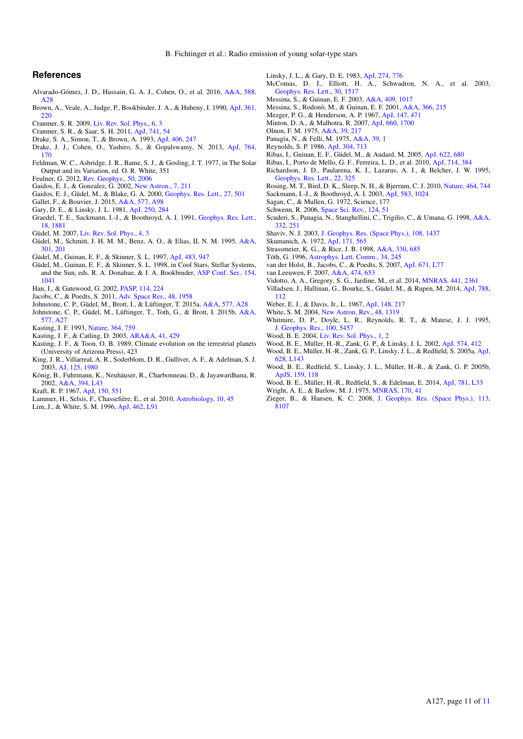## References

Alvarado-Gómez, J. D., Hussain, G. A. J., Cohen, O., et al. 2016, A&A, 588, A28

Brown, A., Veale, A., Judge, P., Bookbinder, J. A., & Hubeny, I. 1990, ApJ, 361, 220

Cranmer, S. R. 2009, Liv. Rev. Sol. Phys., 6, 3

Cranmer, S. R., & Saar, S. H. 2011, ApJ, 741, 54

Drake, S. A., Simon, T., & Brown, A. 1993, ApJ, 406, 247

Drake, J. J., Cohen, O., Yashiro, S., & Gopalswamy, N. 2013, ApJ, 764, 170

Feldman, W. C., Asbridge, J. R., Bame, S. J., & Gosling, J. T. 1977, in The Solar Output and its Variation, ed. O. R. White, 351

Feulner, G. 2012, Rev. Geophys., 50, 2006

Gaidos, E. J., & Gonzalez, G. 2002, New Astron., 7, 211

Gaidos, E. J., Güdel, M., & Blake, G. A. 2000, Geophys. Res. Lett., 27, 501

Gallet, F., & Bouvier, J. 2015, A&A, 577, A98

Gary, D. E., & Linsky, J. L. 1981, ApJ, 250, 284

Graedel, T. E., Sackmann, I.-J., & Boothroyd, A. I. 1991, Geophys. Res. Lett., 18, 1881

Güdel, M. 2007, Liv. Rev. Sol. Phys., 4, 3

Güdel, M., Schmitt, J. H. M. M., Benz, A. O., & Elias, II, N. M. 1995, A&A, 301, 201

Güdel, M., Guinan, E. F., & Skinner, S. L. 1997, ApJ, 483, 947

Güdel, M., Guinan, E. F., & Skinner, S. L. 1998, in Cool Stars, Stellar Systems, and the Sun, eds. R. A. Donahue, & J. A. Bookbinder, ASP Conf. Ser., 154, 1041

Han, I., & Gatewood, G. 2002, PASP, 114, 224

Jacobs, C., & Poedts, S. 2011, Adv. Space Res., 48, 1958

Johnstone, C. P., Güdel, M., Brott, I., & Lüftinger, T. 2015a, A&A, 577, A28

Johnstone, C. P., Güdel, M., Lüftinger, T., Toth, G., & Brott, I. 2015b, A&A, 577, A27

Kasting, J. F. 1993, Nature, 364, 759

Kasting, J. F., & Catling, D. 2003, ARA&A, 41, 429

Kasting, J. F., & Toon, O. B. 1989, Climate evolution on the terrestrial planets (University of Arizona Press), 423

King, J. R., Villarreal, A. R., Soderblom, D. R., Gulliver, A. F., & Adelman, S. J. 2003, AJ, 125, 1980

König, B., Fuhrmann, K., Neuhäuser, R., Charbonneau, D., & Jayawardhana, R. 2002, A&A, 394, L43

Kraft, R. P. 1967, ApJ, 150, 551

Lammer, H., Selsis, F., Chassefière, E., et al. 2010, Astrobiology, 10, 45

Lim, J., & White, S. M. 1996, ApJ, 462, L91

Linsky, J. L., & Gary, D. E. 1983, ApJ, 274, 776

McComas, D. J., Elliott, H. A., Schwadron, N. A., et al. 2003, Geophys. Res. Lett., 30, 1517

Messina, S., & Guinan, E. F. 2003, A&A, 409, 1017

Messina, S., Rodonò, M., & Guinan, E. F. 2001, A&A, 366, 215

Mezger, P. G., & Henderson, A. P. 1967, ApJ, 147, 471

Minton, D. A., & Malhotra, R. 2007, ApJ, 660, 1700

Olnon, F. M. 1975, A&A, 39, 217

Panagia, N., & Felli, M. 1975, A&A, 39, 1

Reynolds, S. P. 1986, ApJ, 304, 713

Ribas, I., Guinan, E. F., Güdel, M., & Audard, M. 2005, ApJ, 622, 680

Ribas, I., Porto de Mello, G. F., Ferreira, L. D., et al. 2010, ApJ, 714, 384

Richardson, J. D., Paularena, K. I., Lazarus, A. J., & Belcher, J. W. 1995, Geophys. Res. Lett., 22, 325

Rosing, M. T., Bird, D. K., Sleep, N. H., & Bjerrum, C. J. 2010, Nature, 464, 744

Sackmann, I.-J., & Boothroyd, A. I. 2003, ApJ, 583, 1024

Sagan, C., & Mullen, G. 1972, Science, 177

Schwenn, R. 2006, Space Sci. Rev., 124, 51

Scuderi, S., Panagia, N., Stanghellini, C., Trigilio, C., & Umana, G. 1998, A&A, 332, 251

Shaviv, N. J. 2003, J. Geophys. Res. (Space Phys.), 108, 1437

Skumanich, A. 1972, ApJ, 171, 565

Strassmeier, K. G., & Rice, J. B. 1998, A&A, 330, 685

Tóth, G. 1996, Astrophys. Lett. Comm., 34, 245

van der Holst, B., Jacobs, C., & Poedts, S. 2007, ApJ, 671, L77

van Leeuwen, F. 2007, A&A, 474, 653

Vidotto, A. A., Gregory, S. G., Jardine, M., et al. 2014, MNRAS, 441, 2361

Villadsen, J., Hallinan, G., Bourke, S., Güdel, M., & Rupen, M. 2014, ApJ, 788, 112

Weber, E. J., & Davis, Jr., L. 1967, ApJ, 148, 217

White, S. M. 2004, New Astron. Rev., 48, 1319

Whitmire, D. P., Doyle, L. R., Reynolds, R. T., & Matese, J. J. 1995, J. Geophys. Res., 100, 5457

Wood, B. E. 2004, Liv. Rev. Sol. Phys., 1, 2

Wood, B. E., Müller, H.-R., Zank, G. P., & Linsky, J. L. 2002, ApJ, 574, 412

Wood, B. E., Müller, H.-R., Zank, G. P., Linsky, J. L., & Redfield, S. 2005a, ApJ, 628, L143

Wood, B. E., Redfield, S., Linsky, J. L., Müller, H.-R., & Zank, G. P. 2005b, ApJS, 159, 118

Wood, B. E., Müller, H.-R., Redfield, S., & Edelman, E. 2014, ApJ, 781, L33

Wright, A. E., & Barlow, M. J. 1975, MNRAS, 170, 41

Zieger, B., & Hansen, K. C. 2008, J. Geophys. Res. (Space Phys.), 113, 8107